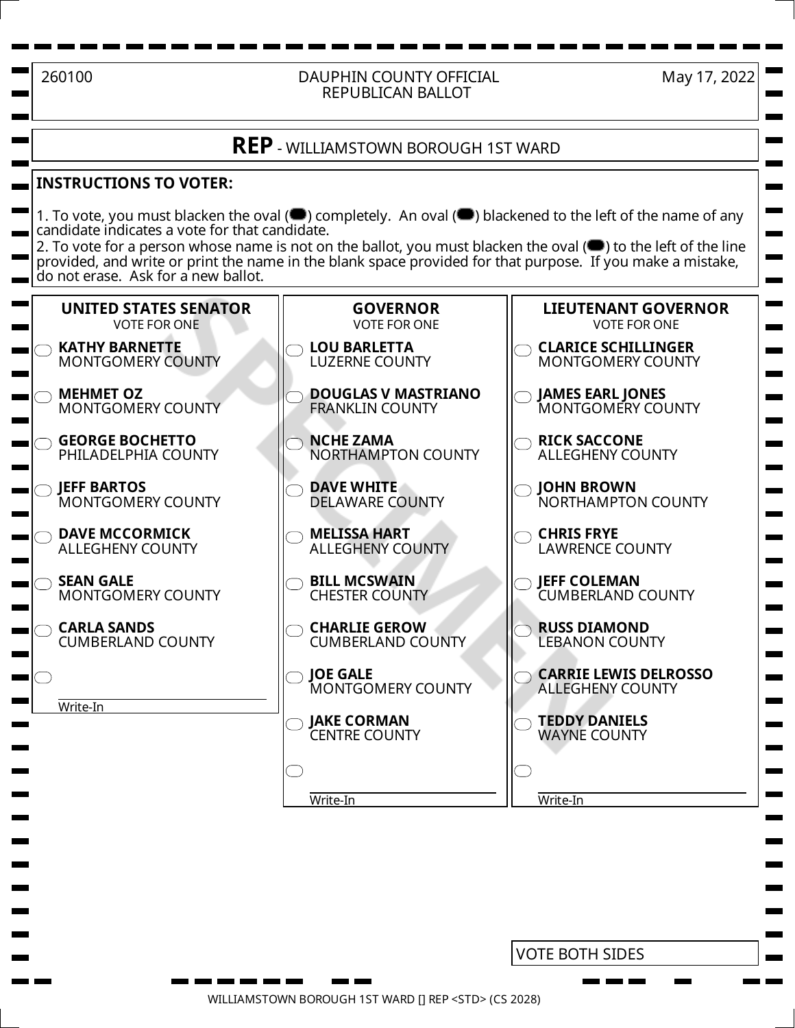260100

DAUPHIN COUNTY OFFICIAL
REPUBLICAN BALLOT

May 17, 2022

# **REP** - WILLIAMSTOWN BOROUGH 1ST WARD

**INSTRUCTIONS TO VOTER:**

1. To vote, you must blacken the oval (⬬) completely. An oval (⬬) blackened to the left of the name of any candidate indicates a vote for that candidate.
2. To vote for a person whose name is not on the ballot, you must blacken the oval (⬬) to the left of the line provided, and write or print the name in the blank space provided for that purpose. If you make a mistake, do not erase. Ask for a new ballot.

## UNITED STATES SENATOR
VOTE FOR ONE

- **KATHY BARNETTE** MONTGOMERY COUNTY
- **MEHMET OZ** MONTGOMERY COUNTY
- **GEORGE BOCHETTO** PHILADELPHIA COUNTY
- **JEFF BARTOS** MONTGOMERY COUNTY
- **DAVE MCCORMICK** ALLEGHENY COUNTY
- **SEAN GALE** MONTGOMERY COUNTY
- **CARLA SANDS** CUMBERLAND COUNTY
- Write-In

## GOVERNOR
VOTE FOR ONE

- **LOU BARLETTA** LUZERNE COUNTY
- **DOUGLAS V MASTRIANO** FRANKLIN COUNTY
- **NCHE ZAMA** NORTHAMPTON COUNTY
- **DAVE WHITE** DELAWARE COUNTY
- **MELISSA HART** ALLEGHENY COUNTY
- **BILL MCSWAIN** CHESTER COUNTY
- **CHARLIE GEROW** CUMBERLAND COUNTY
- **JOE GALE** MONTGOMERY COUNTY
- **JAKE CORMAN** CENTRE COUNTY
- Write-In

## LIEUTENANT GOVERNOR
VOTE FOR ONE

- **CLARICE SCHILLINGER** MONTGOMERY COUNTY
- **JAMES EARL JONES** MONTGOMERY COUNTY
- **RICK SACCONE** ALLEGHENY COUNTY
- **JOHN BROWN** NORTHAMPTON COUNTY
- **CHRIS FRYE** LAWRENCE COUNTY
- **JEFF COLEMAN** CUMBERLAND COUNTY
- **RUSS DIAMOND** LEBANON COUNTY
- **CARRIE LEWIS DELROSSO** ALLEGHENY COUNTY
- **TEDDY DANIELS** WAYNE COUNTY
- Write-In

VOTE BOTH SIDES

WILLIAMSTOWN BOROUGH 1ST WARD [] REP <STD> (CS 2028)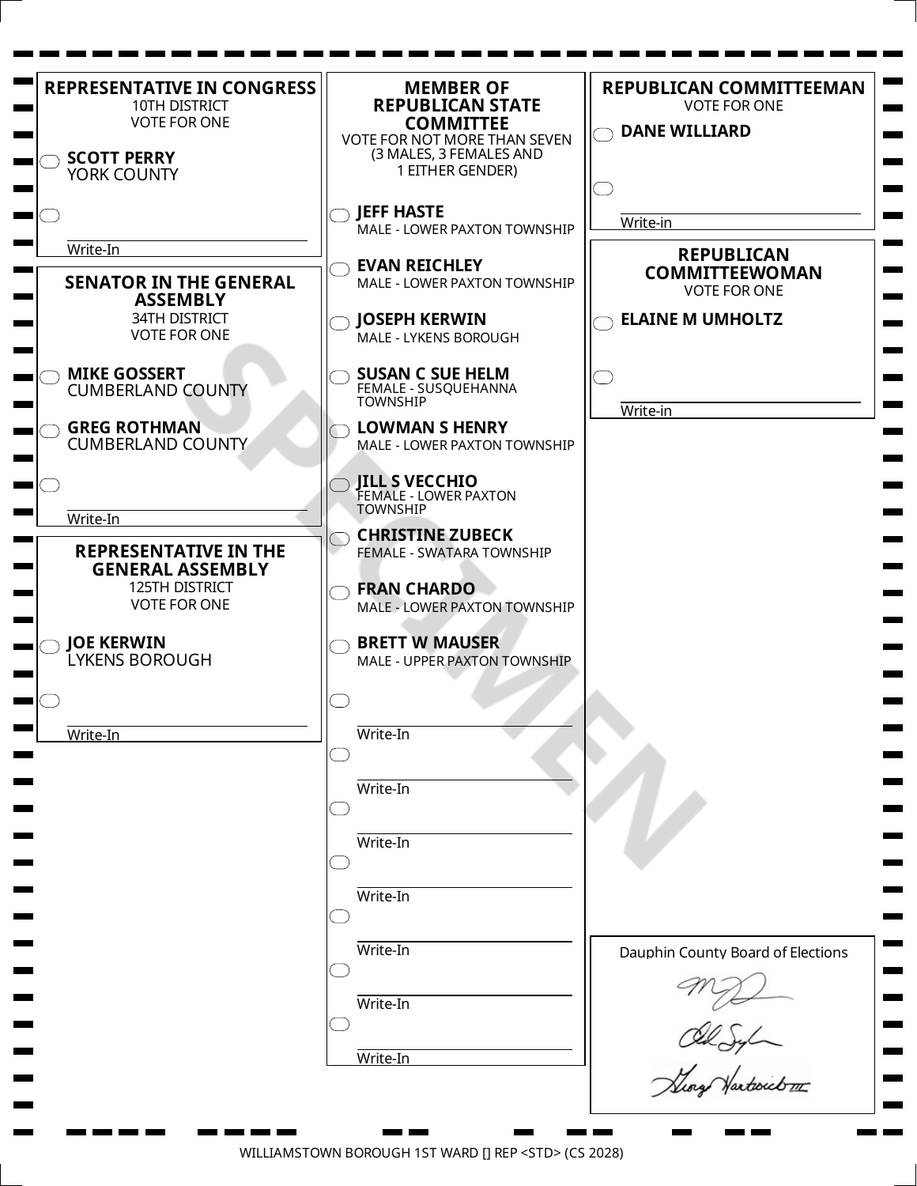## REPRESENTATIVE IN CONGRESS
10TH DISTRICT
VOTE FOR ONE

- **SCOTT PERRY**
  YORK COUNTY
- Write-In

## SENATOR IN THE GENERAL ASSEMBLY
34TH DISTRICT
VOTE FOR ONE

- **MIKE GOSSERT**
  CUMBERLAND COUNTY
- **GREG ROTHMAN**
  CUMBERLAND COUNTY
- Write-In

## REPRESENTATIVE IN THE GENERAL ASSEMBLY
125TH DISTRICT
VOTE FOR ONE

- **JOE KERWIN**
  LYKENS BOROUGH
- Write-In

## MEMBER OF REPUBLICAN STATE COMMITTEE
VOTE FOR NOT MORE THAN SEVEN
(3 MALES, 3 FEMALES AND 1 EITHER GENDER)

- **JEFF HASTE**
  MALE - LOWER PAXTON TOWNSHIP
- **EVAN REICHLEY**
  MALE - LOWER PAXTON TOWNSHIP
- **JOSEPH KERWIN**
  MALE - LYKENS BOROUGH
- **SUSAN C SUE HELM**
  FEMALE - SUSQUEHANNA TOWNSHIP
- **LOWMAN S HENRY**
  MALE - LOWER PAXTON TOWNSHIP
- **JILL S VECCHIO**
  FEMALE - LOWER PAXTON TOWNSHIP
- **CHRISTINE ZUBECK**
  FEMALE - SWATARA TOWNSHIP
- **FRAN CHARDO**
  MALE - LOWER PAXTON TOWNSHIP
- **BRETT W MAUSER**
  MALE - UPPER PAXTON TOWNSHIP
- Write-In
- Write-In
- Write-In
- Write-In
- Write-In
- Write-In
- Write-In

## REPUBLICAN COMMITTEEMAN
VOTE FOR ONE

- **DANE WILLIARD**
- Write-in

## REPUBLICAN COMMITTEEWOMAN
VOTE FOR ONE

- **ELAINE M UMHOLTZ**
- Write-in

Dauphin County Board of Elections

WILLIAMSTOWN BOROUGH 1ST WARD [] REP <STD> (CS 2028)